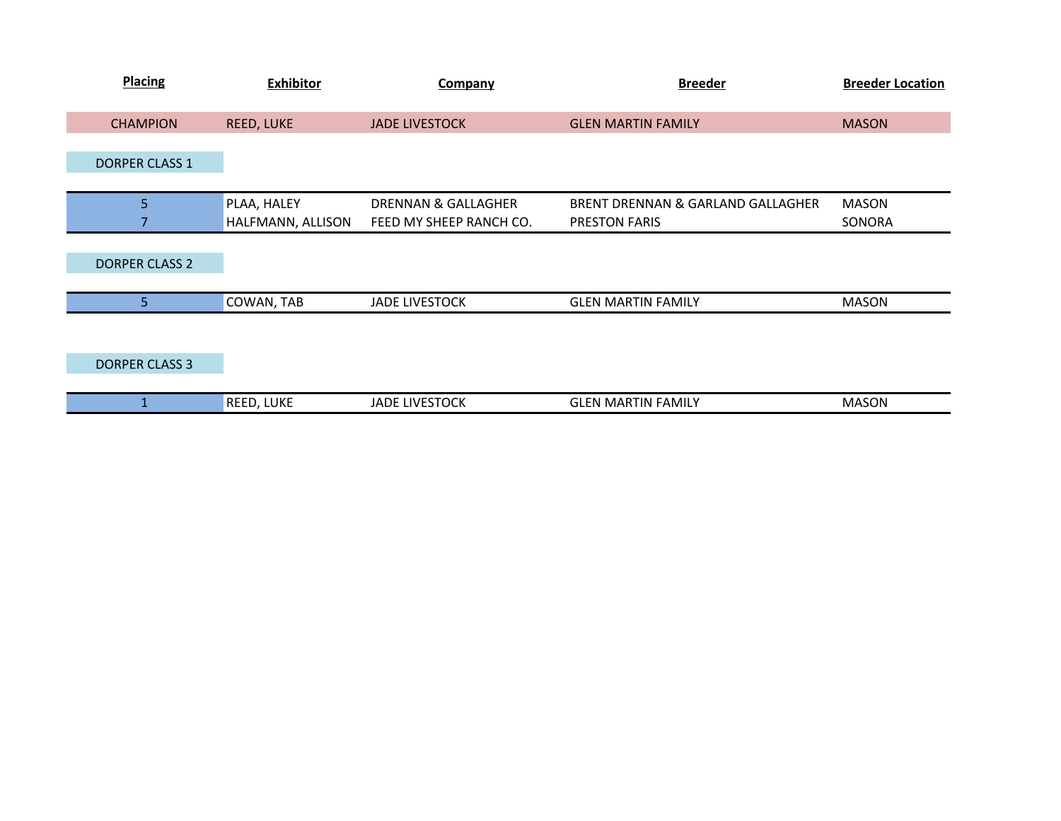| Placing | Exhibitor | Company | Breeder | Breeder Location |
|---|---|---|---|---|
| CHAMPION | REED, LUKE | JADE LIVESTOCK | GLEN MARTIN FAMILY | MASON |
| DORPER CLASS 1 | | | | |
| 5 | PLAA, HALEY | DRENNAN & GALLAGHER | BRENT DRENNAN & GARLAND GALLAGHER | MASON |
| 7 | HALFMANN, ALLISON | FEED MY SHEEP RANCH CO. | PRESTON FARIS | SONORA |
| DORPER CLASS 2 | | | | |
| 5 | COWAN, TAB | JADE LIVESTOCK | GLEN MARTIN FAMILY | MASON |
| DORPER CLASS 3 | | | | |
| 1 | REED, LUKE | JADE LIVESTOCK | GLEN MARTIN FAMILY | MASON |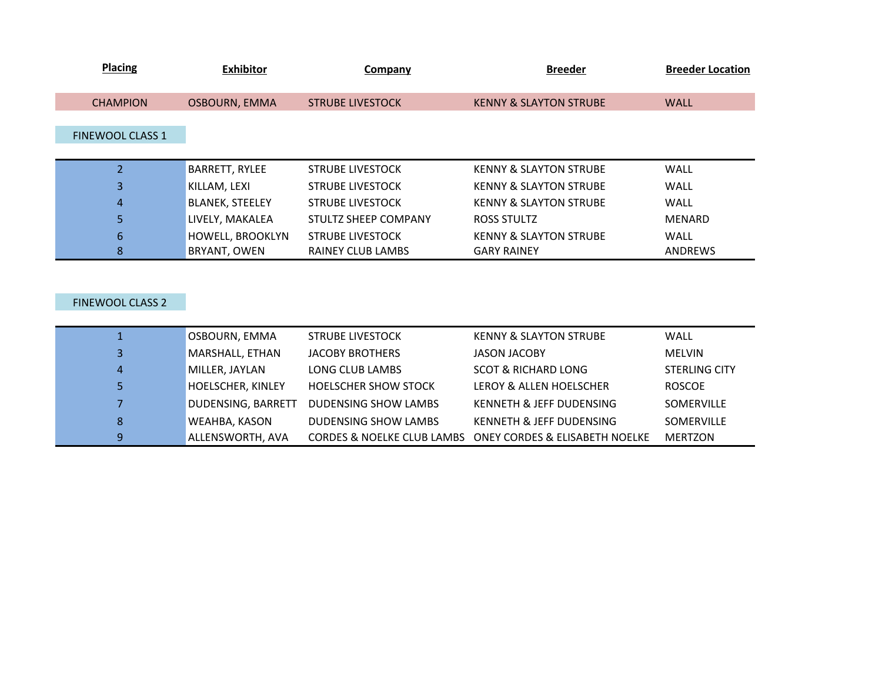| Placing | Exhibitor | Company | Breeder | Breeder Location |
| --- | --- | --- | --- | --- |
| CHAMPION | OSBOURN, EMMA | STRUBE LIVESTOCK | KENNY & SLAYTON STRUBE | WALL |
| FINEWOOL CLASS 1 | | | | |
| 2 | BARRETT, RYLEE | STRUBE LIVESTOCK | KENNY & SLAYTON STRUBE | WALL |
| 3 | KILLAM, LEXI | STRUBE LIVESTOCK | KENNY & SLAYTON STRUBE | WALL |
| 4 | BLANEK, STEELEY | STRUBE LIVESTOCK | KENNY & SLAYTON STRUBE | WALL |
| 5 | LIVELY, MAKALEA | STULTZ SHEEP COMPANY | ROSS STULTZ | MENARD |
| 6 | HOWELL, BROOKLYN | STRUBE LIVESTOCK | KENNY & SLAYTON STRUBE | WALL |
| 8 | BRYANT, OWEN | RAINEY CLUB LAMBS | GARY RAINEY | ANDREWS |
| FINEWOOL CLASS 2 | | | | |
| 1 | OSBOURN, EMMA | STRUBE LIVESTOCK | KENNY & SLAYTON STRUBE | WALL |
| 3 | MARSHALL, ETHAN | JACOBY BROTHERS | JASON JACOBY | MELVIN |
| 4 | MILLER, JAYLAN | LONG CLUB LAMBS | SCOT & RICHARD LONG | STERLING CITY |
| 5 | HOELSCHER, KINLEY | HOELSCHER SHOW STOCK | LEROY & ALLEN HOELSCHER | ROSCOE |
| 7 | DUDENSING, BARRETT | DUDENSING SHOW LAMBS | KENNETH & JEFF DUDENSING | SOMERVILLE |
| 8 | WEAHBA, KASON | DUDENSING SHOW LAMBS | KENNETH & JEFF DUDENSING | SOMERVILLE |
| 9 | ALLENSWORTH, AVA | CORDES & NOELKE CLUB LAMBS | ONEY CORDES & ELISABETH NOELKE | MERTZON |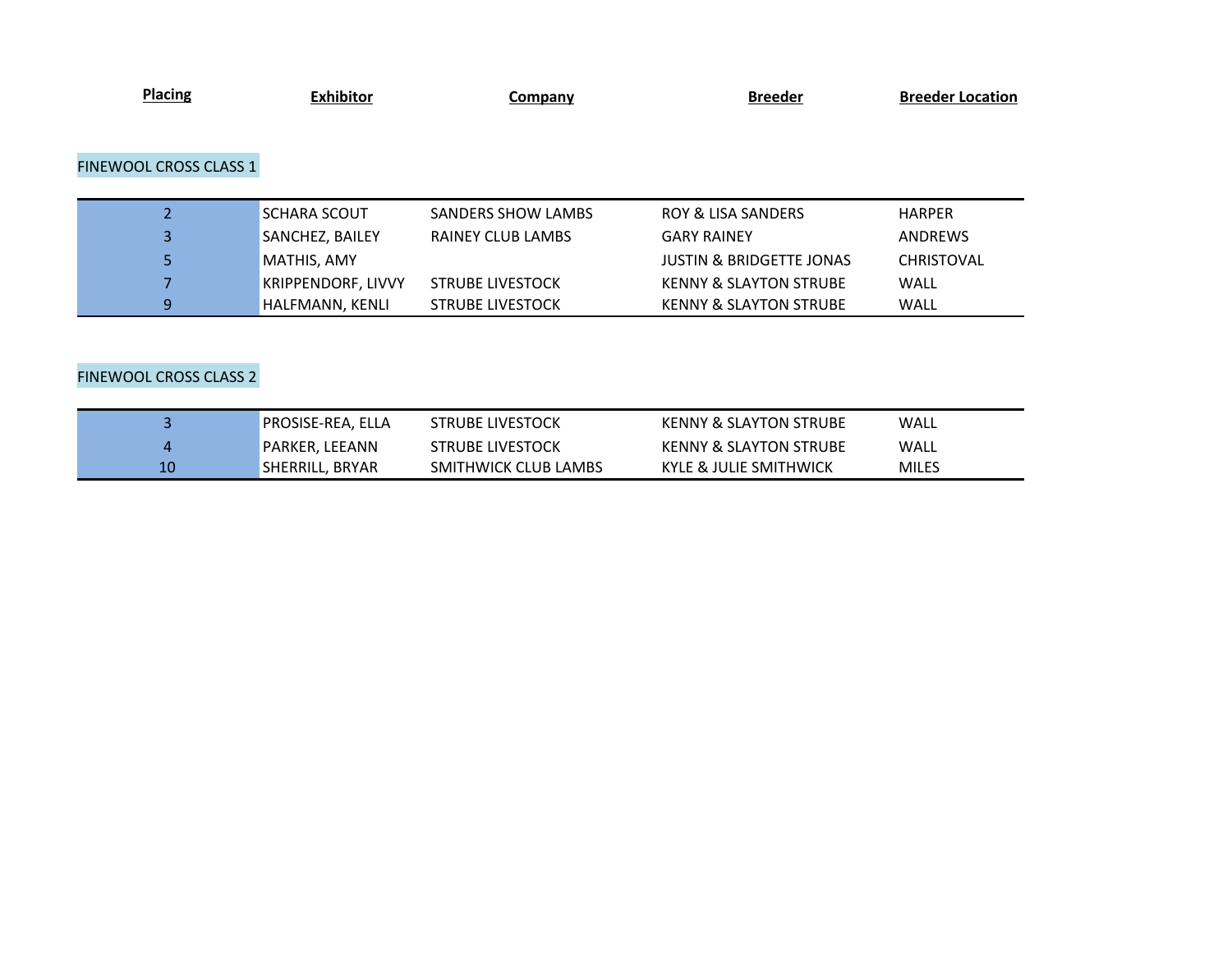| Placing | Exhibitor | Company | Breeder | Breeder Location |
|---|---|---|---|---|

FINEWOOL CROSS CLASS 1

| Placing | Exhibitor | Company | Breeder | Breeder Location |
|---|---|---|---|---|
| 2 | SCHARA SCOUT | SANDERS SHOW LAMBS | ROY & LISA SANDERS | HARPER |
| 3 | SANCHEZ, BAILEY | RAINEY CLUB LAMBS | GARY RAINEY | ANDREWS |
| 5 | MATHIS, AMY | | JUSTIN & BRIDGETTE JONAS | CHRISTOVAL |
| 7 | KRIPPENDORF, LIVVY | STRUBE LIVESTOCK | KENNY & SLAYTON STRUBE | WALL |
| 9 | HALFMANN, KENLI | STRUBE LIVESTOCK | KENNY & SLAYTON STRUBE | WALL |

FINEWOOL CROSS CLASS 2

| Placing | Exhibitor | Company | Breeder | Breeder Location |
|---|---|---|---|---|
| 3 | PROSISE-REA, ELLA | STRUBE LIVESTOCK | KENNY & SLAYTON STRUBE | WALL |
| 4 | PARKER, LEEANN | STRUBE LIVESTOCK | KENNY & SLAYTON STRUBE | WALL |
| 10 | SHERRILL, BRYAR | SMITHWICK CLUB LAMBS | KYLE & JULIE SMITHWICK | MILES |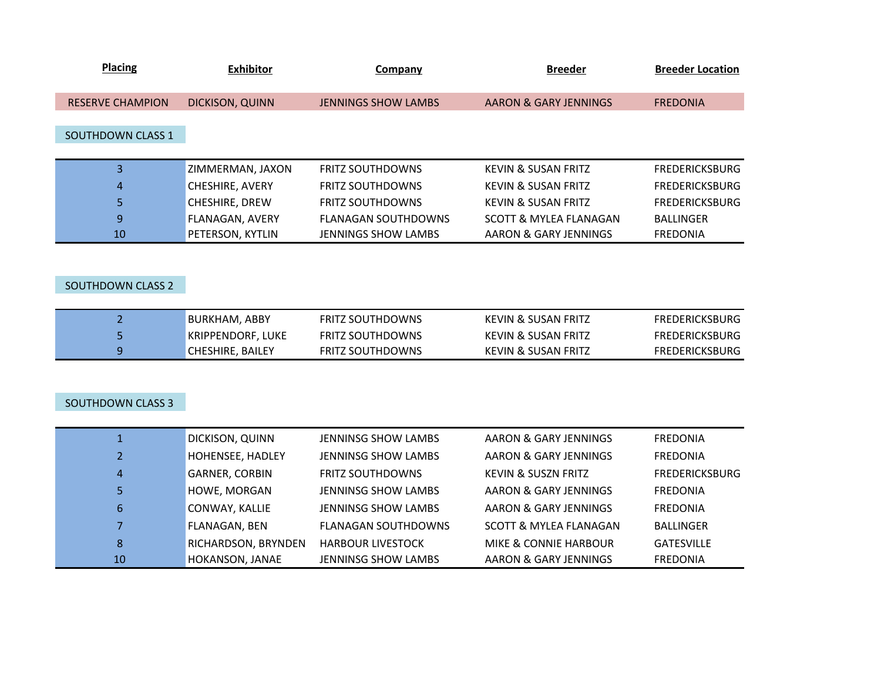| Placing | Exhibitor | Company | Breeder | Breeder Location |
|---|---|---|---|---|
| RESERVE CHAMPION | DICKISON, QUINN | JENNINGS SHOW LAMBS | AARON & GARY JENNINGS | FREDONIA |

**SOUTHDOWN CLASS 1**

| Placing | Exhibitor | Company | Breeder | Breeder Location |
|---|---|---|---|---|
| 3 | ZIMMERMAN, JAXON | FRITZ SOUTHDOWNS | KEVIN & SUSAN FRITZ | FREDERICKSBURG |
| 4 | CHESHIRE, AVERY | FRITZ SOUTHDOWNS | KEVIN & SUSAN FRITZ | FREDERICKSBURG |
| 5 | CHESHIRE, DREW | FRITZ SOUTHDOWNS | KEVIN & SUSAN FRITZ | FREDERICKSBURG |
| 9 | FLANAGAN, AVERY | FLANAGAN SOUTHDOWNS | SCOTT & MYLEA FLANAGAN | BALLINGER |
| 10 | PETERSON, KYTLIN | JENNINGS SHOW LAMBS | AARON & GARY JENNINGS | FREDONIA |

**SOUTHDOWN CLASS 2**

| Placing | Exhibitor | Company | Breeder | Breeder Location |
|---|---|---|---|---|
| 2 | BURKHAM, ABBY | FRITZ SOUTHDOWNS | KEVIN & SUSAN FRITZ | FREDERICKSBURG |
| 5 | KRIPPENDORF, LUKE | FRITZ SOUTHDOWNS | KEVIN & SUSAN FRITZ | FREDERICKSBURG |
| 9 | CHESHIRE, BAILEY | FRITZ SOUTHDOWNS | KEVIN & SUSAN FRITZ | FREDERICKSBURG |

**SOUTHDOWN CLASS 3**

| Placing | Exhibitor | Company | Breeder | Breeder Location |
|---|---|---|---|---|
| 1 | DICKISON, QUINN | JENNINSG SHOW LAMBS | AARON & GARY JENNINGS | FREDONIA |
| 2 | HOHENSEE, HADLEY | JENNINSG SHOW LAMBS | AARON & GARY JENNINGS | FREDONIA |
| 4 | GARNER, CORBIN | FRITZ SOUTHDOWNS | KEVIN & SUSZN FRITZ | FREDERICKSBURG |
| 5 | HOWE, MORGAN | JENNINSG SHOW LAMBS | AARON & GARY JENNINGS | FREDONIA |
| 6 | CONWAY, KALLIE | JENNINSG SHOW LAMBS | AARON & GARY JENNINGS | FREDONIA |
| 7 | FLANAGAN, BEN | FLANAGAN SOUTHDOWNS | SCOTT & MYLEA FLANAGAN | BALLINGER |
| 8 | RICHARDSON, BRYNDEN | HARBOUR LIVESTOCK | MIKE & CONNIE HARBOUR | GATESVILLE |
| 10 | HOKANSON, JANAE | JENNINSG SHOW LAMBS | AARON & GARY JENNINGS | FREDONIA |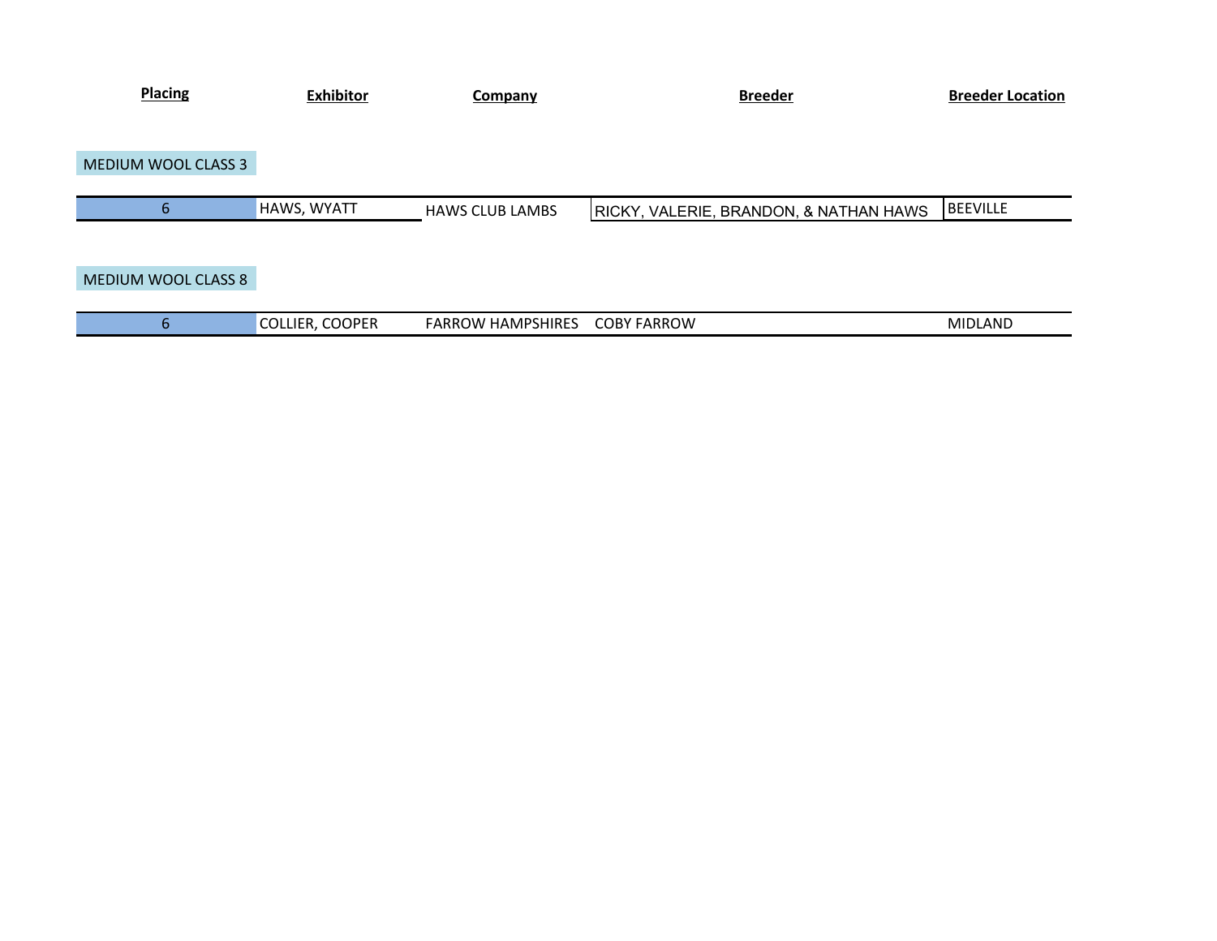| Placing | Exhibitor | Company | Breeder | Breeder Location |
|---|---|---|---|---|
| MEDIUM WOOL CLASS 3 | | | | |
| 6 | HAWS, WYATT | HAWS CLUB LAMBS | RICKY, VALERIE, BRANDON, & NATHAN HAWS | BEEVILLE |
| MEDIUM WOOL CLASS 8 | | | | |
| 6 | COLLIER, COOPER | FARROW HAMPSHIRES | COBY FARROW | MIDLAND |